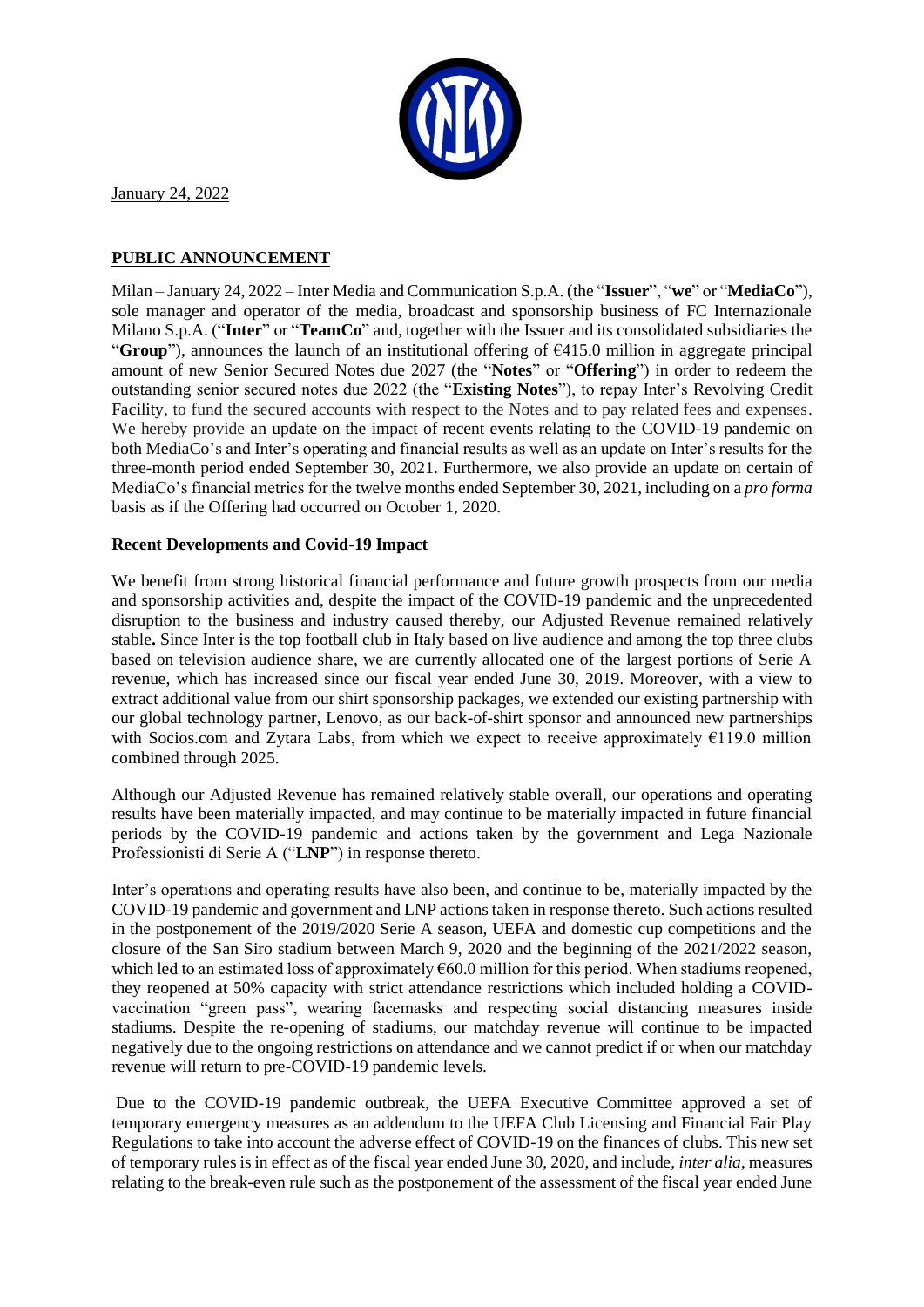January 24, 2022

**PUBLIC ANNOUNCEMENT**

Milan – January 24, 2022 – Inter Media and Communication S.p.A. (the "**Issuer**", "**we**" or "**MediaCo**"), sole manager and operator of the media, broadcast and sponsorship business of FC Internazionale Milano S.p.A. ("**Inter**" or "**TeamCo**" and, together with the Issuer and its consolidated subsidiaries the "**Group**"), announces the launch of an institutional offering of €415.0 million in aggregate principal amount of new Senior Secured Notes due 2027 (the "**Notes**" or "**Offering**") in order to redeem the outstanding senior secured notes due 2022 (the "**Existing Notes**"), to repay Inter's Revolving Credit Facility, to fund the secured accounts with respect to the Notes and to pay related fees and expenses. We hereby provide an update on the impact of recent events relating to the COVID-19 pandemic on both MediaCo's and Inter's operating and financial results as well as an update on Inter's results for the three-month period ended September 30, 2021. Furthermore, we also provide an update on certain of MediaCo's financial metrics for the twelve months ended September 30, 2021, including on a *pro forma* basis as if the Offering had occurred on October 1, 2020.

**Recent Developments and Covid-19 Impact**

We benefit from strong historical financial performance and future growth prospects from our media and sponsorship activities and, despite the impact of the COVID-19 pandemic and the unprecedented disruption to the business and industry caused thereby, our Adjusted Revenue remained relatively stable**.** Since Inter is the top football club in Italy based on live audience and among the top three clubs based on television audience share, we are currently allocated one of the largest portions of Serie A revenue, which has increased since our fiscal year ended June 30, 2019. Moreover, with a view to extract additional value from our shirt sponsorship packages, we extended our existing partnership with our global technology partner, Lenovo, as our back-of-shirt sponsor and announced new partnerships with Socios.com and Zytara Labs, from which we expect to receive approximately €119.0 million combined through 2025.

Although our Adjusted Revenue has remained relatively stable overall, our operations and operating results have been materially impacted, and may continue to be materially impacted in future financial periods by the COVID-19 pandemic and actions taken by the government and Lega Nazionale Professionisti di Serie A ("**LNP**") in response thereto.

Inter's operations and operating results have also been, and continue to be, materially impacted by the COVID-19 pandemic and government and LNP actions taken in response thereto. Such actions resulted in the postponement of the 2019/2020 Serie A season, UEFA and domestic cup competitions and the closure of the San Siro stadium between March 9, 2020 and the beginning of the 2021/2022 season, which led to an estimated loss of approximately €60.0 million for this period. When stadiums reopened, they reopened at 50% capacity with strict attendance restrictions which included holding a COVID-vaccination "green pass", wearing facemasks and respecting social distancing measures inside stadiums. Despite the re-opening of stadiums, our matchday revenue will continue to be impacted negatively due to the ongoing restrictions on attendance and we cannot predict if or when our matchday revenue will return to pre-COVID-19 pandemic levels.

Due to the COVID-19 pandemic outbreak, the UEFA Executive Committee approved a set of temporary emergency measures as an addendum to the UEFA Club Licensing and Financial Fair Play Regulations to take into account the adverse effect of COVID-19 on the finances of clubs. This new set of temporary rules is in effect as of the fiscal year ended June 30, 2020, and include, *inter alia*, measures relating to the break-even rule such as the postponement of the assessment of the fiscal year ended June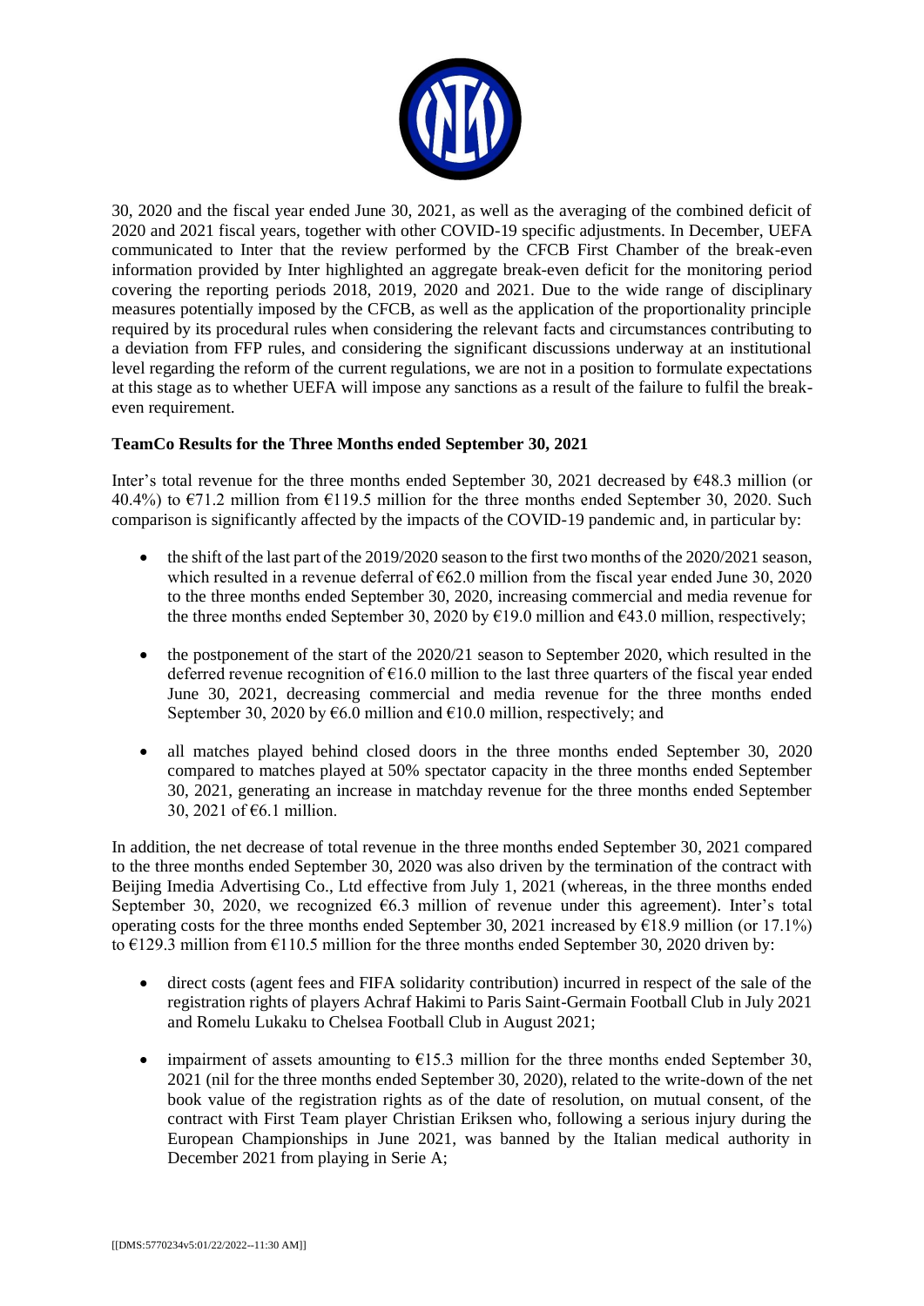30, 2020 and the fiscal year ended June 30, 2021, as well as the averaging of the combined deficit of 2020 and 2021 fiscal years, together with other COVID-19 specific adjustments. In December, UEFA communicated to Inter that the review performed by the CFCB First Chamber of the break-even information provided by Inter highlighted an aggregate break-even deficit for the monitoring period covering the reporting periods 2018, 2019, 2020 and 2021. Due to the wide range of disciplinary measures potentially imposed by the CFCB, as well as the application of the proportionality principle required by its procedural rules when considering the relevant facts and circumstances contributing to a deviation from FFP rules, and considering the significant discussions underway at an institutional level regarding the reform of the current regulations, we are not in a position to formulate expectations at this stage as to whether UEFA will impose any sanctions as a result of the failure to fulfil the break-even requirement.

**TeamCo Results for the Three Months ended September 30, 2021**

Inter's total revenue for the three months ended September 30, 2021 decreased by €48.3 million (or 40.4%) to €71.2 million from €119.5 million for the three months ended September 30, 2020. Such comparison is significantly affected by the impacts of the COVID-19 pandemic and, in particular by:

- the shift of the last part of the 2019/2020 season to the first two months of the 2020/2021 season, which resulted in a revenue deferral of €62.0 million from the fiscal year ended June 30, 2020 to the three months ended September 30, 2020, increasing commercial and media revenue for the three months ended September 30, 2020 by €19.0 million and €43.0 million, respectively;
- the postponement of the start of the 2020/21 season to September 2020, which resulted in the deferred revenue recognition of €16.0 million to the last three quarters of the fiscal year ended June 30, 2021, decreasing commercial and media revenue for the three months ended September 30, 2020 by €6.0 million and €10.0 million, respectively; and
- all matches played behind closed doors in the three months ended September 30, 2020 compared to matches played at 50% spectator capacity in the three months ended September 30, 2021, generating an increase in matchday revenue for the three months ended September 30, 2021 of €6.1 million.

In addition, the net decrease of total revenue in the three months ended September 30, 2021 compared to the three months ended September 30, 2020 was also driven by the termination of the contract with Beijing Imedia Advertising Co., Ltd effective from July 1, 2021 (whereas, in the three months ended September 30, 2020, we recognized €6.3 million of revenue under this agreement). Inter's total operating costs for the three months ended September 30, 2021 increased by €18.9 million (or 17.1%) to €129.3 million from €110.5 million for the three months ended September 30, 2020 driven by:

- direct costs (agent fees and FIFA solidarity contribution) incurred in respect of the sale of the registration rights of players Achraf Hakimi to Paris Saint-Germain Football Club in July 2021 and Romelu Lukaku to Chelsea Football Club in August 2021;
- impairment of assets amounting to €15.3 million for the three months ended September 30, 2021 (nil for the three months ended September 30, 2020), related to the write-down of the net book value of the registration rights as of the date of resolution, on mutual consent, of the contract with First Team player Christian Eriksen who, following a serious injury during the European Championships in June 2021, was banned by the Italian medical authority in December 2021 from playing in Serie A;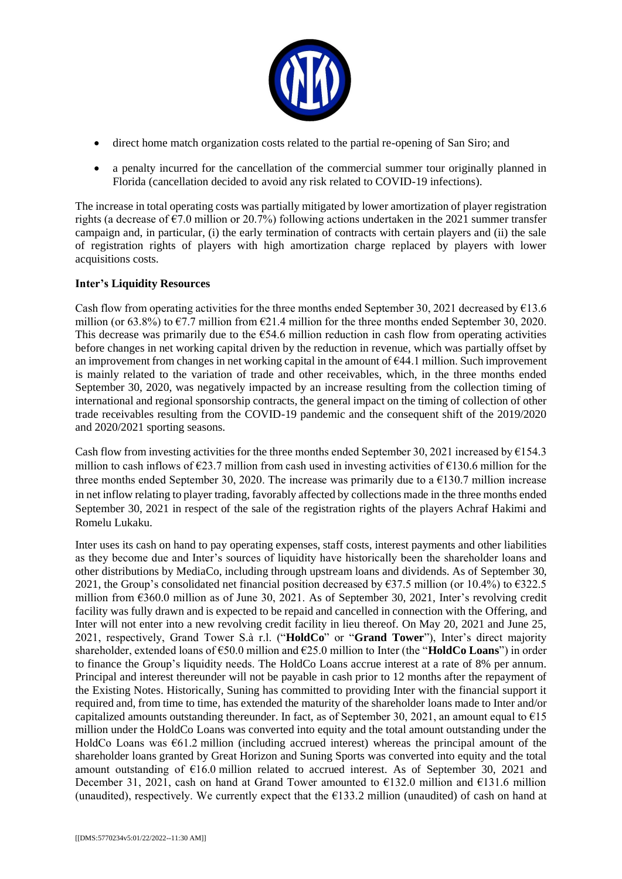- direct home match organization costs related to the partial re-opening of San Siro; and
- a penalty incurred for the cancellation of the commercial summer tour originally planned in Florida (cancellation decided to avoid any risk related to COVID-19 infections).

The increase in total operating costs was partially mitigated by lower amortization of player registration rights (a decrease of €7.0 million or 20.7%) following actions undertaken in the 2021 summer transfer campaign and, in particular, (i) the early termination of contracts with certain players and (ii) the sale of registration rights of players with high amortization charge replaced by players with lower acquisitions costs.

**Inter's Liquidity Resources**

Cash flow from operating activities for the three months ended September 30, 2021 decreased by €13.6 million (or 63.8%) to €7.7 million from €21.4 million for the three months ended September 30, 2020. This decrease was primarily due to the €54.6 million reduction in cash flow from operating activities before changes in net working capital driven by the reduction in revenue, which was partially offset by an improvement from changes in net working capital in the amount of €44.1 million. Such improvement is mainly related to the variation of trade and other receivables, which, in the three months ended September 30, 2020, was negatively impacted by an increase resulting from the collection timing of international and regional sponsorship contracts, the general impact on the timing of collection of other trade receivables resulting from the COVID-19 pandemic and the consequent shift of the 2019/2020 and 2020/2021 sporting seasons.

Cash flow from investing activities for the three months ended September 30, 2021 increased by €154.3 million to cash inflows of €23.7 million from cash used in investing activities of €130.6 million for the three months ended September 30, 2020. The increase was primarily due to a €130.7 million increase in net inflow relating to player trading, favorably affected by collections made in the three months ended September 30, 2021 in respect of the sale of the registration rights of the players Achraf Hakimi and Romelu Lukaku.

Inter uses its cash on hand to pay operating expenses, staff costs, interest payments and other liabilities as they become due and Inter's sources of liquidity have historically been the shareholder loans and other distributions by MediaCo, including through upstream loans and dividends. As of September 30, 2021, the Group's consolidated net financial position decreased by €37.5 million (or 10.4%) to €322.5 million from €360.0 million as of June 30, 2021. As of September 30, 2021, Inter's revolving credit facility was fully drawn and is expected to be repaid and cancelled in connection with the Offering, and Inter will not enter into a new revolving credit facility in lieu thereof. On May 20, 2021 and June 25, 2021, respectively, Grand Tower S.à r.l. ("**HoldCo**" or "**Grand Tower**"), Inter's direct majority shareholder, extended loans of €50.0 million and €25.0 million to Inter (the "**HoldCo Loans**") in order to finance the Group's liquidity needs. The HoldCo Loans accrue interest at a rate of 8% per annum. Principal and interest thereunder will not be payable in cash prior to 12 months after the repayment of the Existing Notes. Historically, Suning has committed to providing Inter with the financial support it required and, from time to time, has extended the maturity of the shareholder loans made to Inter and/or capitalized amounts outstanding thereunder. In fact, as of September 30, 2021, an amount equal to €15 million under the HoldCo Loans was converted into equity and the total amount outstanding under the HoldCo Loans was €61.2 million (including accrued interest) whereas the principal amount of the shareholder loans granted by Great Horizon and Suning Sports was converted into equity and the total amount outstanding of €16.0 million related to accrued interest. As of September 30, 2021 and December 31, 2021, cash on hand at Grand Tower amounted to €132.0 million and €131.6 million (unaudited), respectively. We currently expect that the €133.2 million (unaudited) of cash on hand at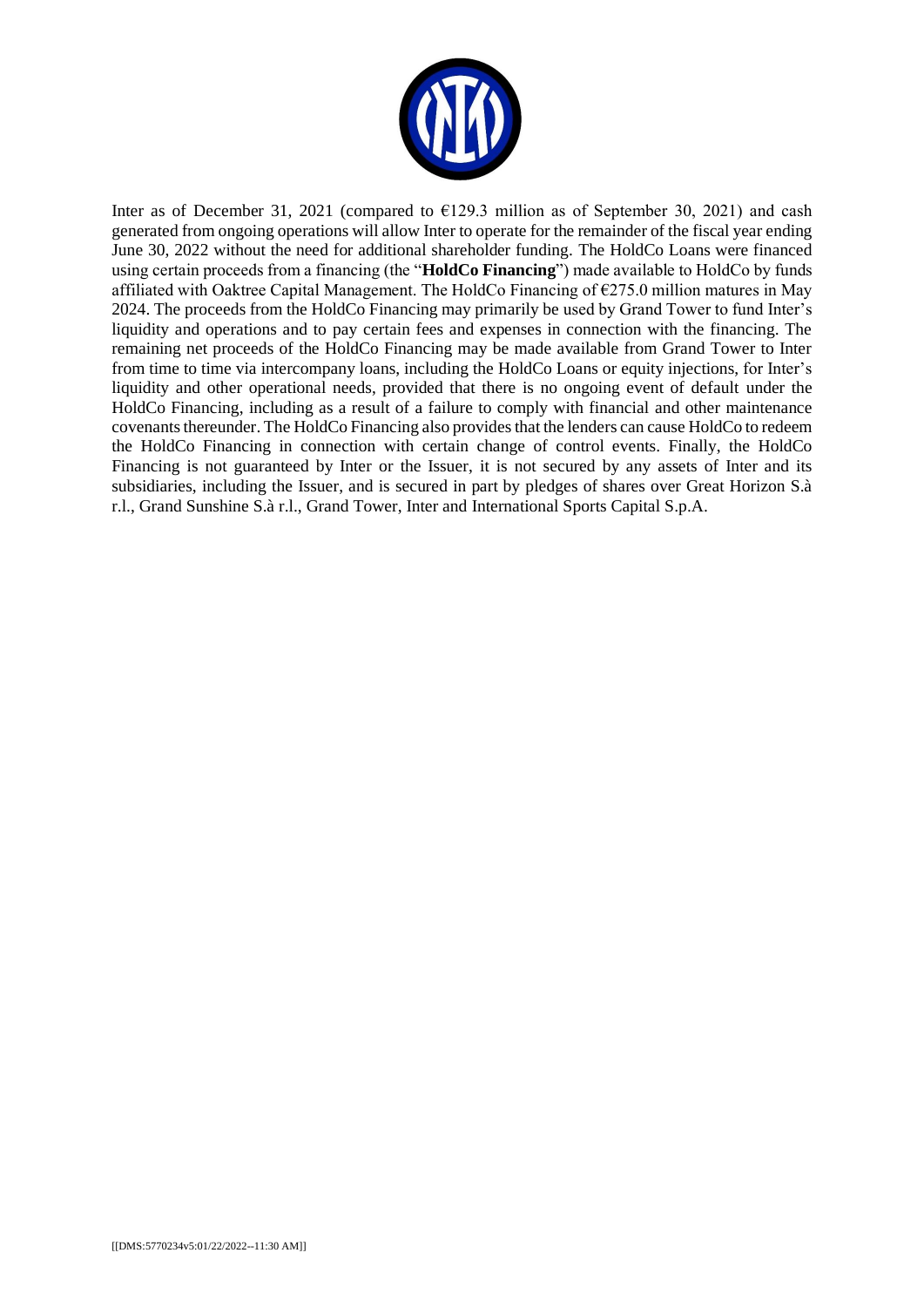Inter as of December 31, 2021 (compared to €129.3 million as of September 30, 2021) and cash generated from ongoing operations will allow Inter to operate for the remainder of the fiscal year ending June 30, 2022 without the need for additional shareholder funding. The HoldCo Loans were financed using certain proceeds from a financing (the "**HoldCo Financing**") made available to HoldCo by funds affiliated with Oaktree Capital Management. The HoldCo Financing of €275.0 million matures in May 2024. The proceeds from the HoldCo Financing may primarily be used by Grand Tower to fund Inter's liquidity and operations and to pay certain fees and expenses in connection with the financing. The remaining net proceeds of the HoldCo Financing may be made available from Grand Tower to Inter from time to time via intercompany loans, including the HoldCo Loans or equity injections, for Inter's liquidity and other operational needs, provided that there is no ongoing event of default under the HoldCo Financing, including as a result of a failure to comply with financial and other maintenance covenants thereunder. The HoldCo Financing also provides that the lenders can cause HoldCo to redeem the HoldCo Financing in connection with certain change of control events. Finally, the HoldCo Financing is not guaranteed by Inter or the Issuer, it is not secured by any assets of Inter and its subsidiaries, including the Issuer, and is secured in part by pledges of shares over Great Horizon S.à r.l., Grand Sunshine S.à r.l., Grand Tower, Inter and International Sports Capital S.p.A.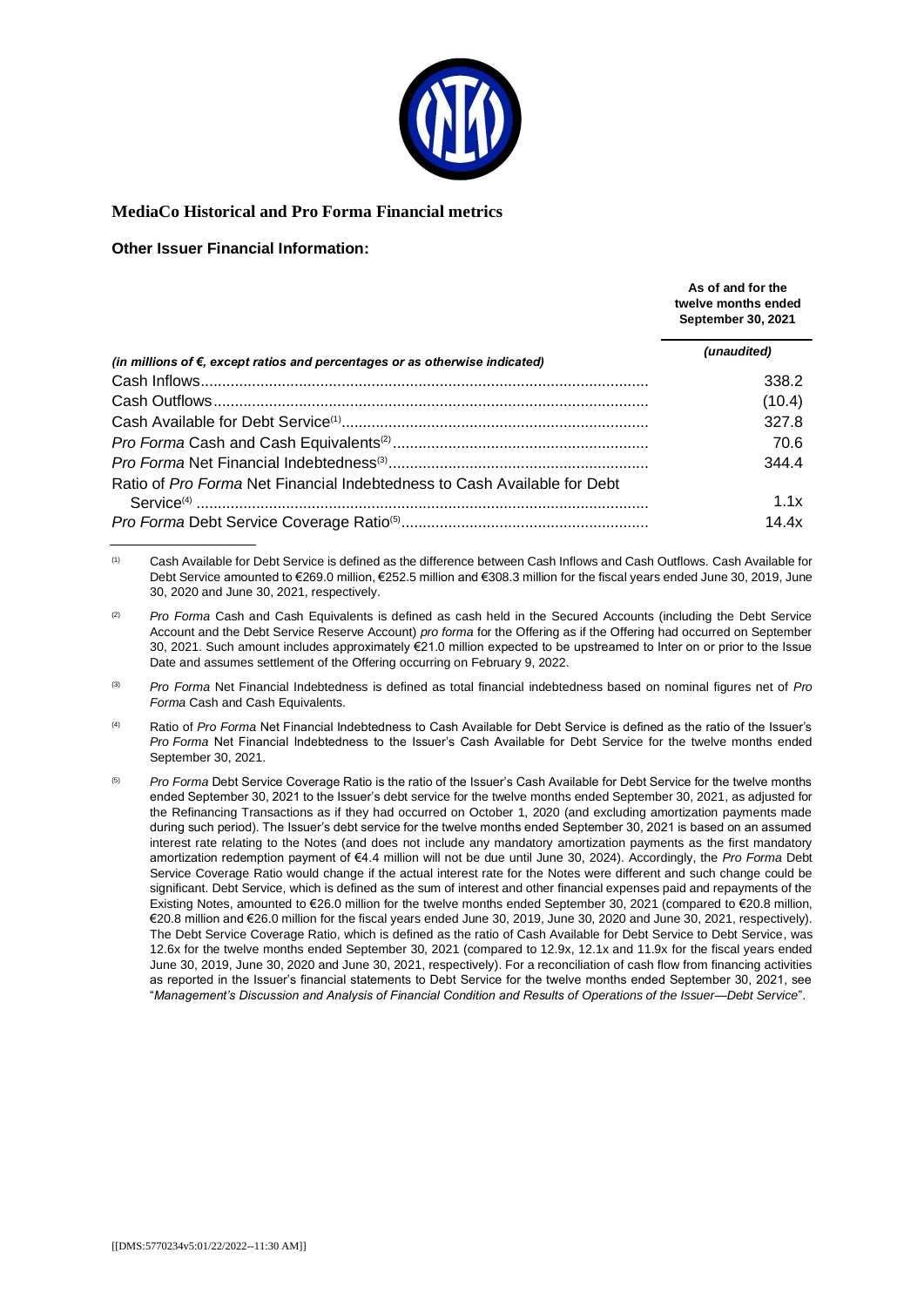## MediaCo Historical and Pro Forma Financial metrics

**Other Issuer Financial Information:**

| *(in millions of €, except ratios and percentages or as otherwise indicated)* | **As of and for the twelve months ended September 30, 2021** |
|---|---|
| | *(unaudited)* |
| Cash Inflows | 338.2 |
| Cash Outflows | (10.4) |
| Cash Available for Debt Service[(1)] | 327.8 |
| *Pro Forma* Cash and Cash Equivalents[(2)] | 70.6 |
| *Pro Forma* Net Financial Indebtedness[(3)] | 344.4 |
| Ratio of *Pro Forma* Net Financial Indebtedness to Cash Available for Debt Service[(4)] | 1.1x |
| *Pro Forma* Debt Service Coverage Ratio[(5)] | 14.4x |

(1) Cash Available for Debt Service is defined as the difference between Cash Inflows and Cash Outflows. Cash Available for Debt Service amounted to €269.0 million, €252.5 million and €308.3 million for the fiscal years ended June 30, 2019, June 30, 2020 and June 30, 2021, respectively.

(2) *Pro Forma* Cash and Cash Equivalents is defined as cash held in the Secured Accounts (including the Debt Service Account and the Debt Service Reserve Account) *pro forma* for the Offering as if the Offering had occurred on September 30, 2021. Such amount includes approximately €21.0 million expected to be upstreamed to Inter on or prior to the Issue Date and assumes settlement of the Offering occurring on February 9, 2022.

(3) *Pro Forma* Net Financial Indebtedness is defined as total financial indebtedness based on nominal figures net of *Pro Forma* Cash and Cash Equivalents.

(4) Ratio of *Pro Forma* Net Financial Indebtedness to Cash Available for Debt Service is defined as the ratio of the Issuer's *Pro Forma* Net Financial Indebtedness to the Issuer's Cash Available for Debt Service for the twelve months ended September 30, 2021.

(5) *Pro Forma* Debt Service Coverage Ratio is the ratio of the Issuer's Cash Available for Debt Service for the twelve months ended September 30, 2021 to the Issuer's debt service for the twelve months ended September 30, 2021, as adjusted for the Refinancing Transactions as if they had occurred on October 1, 2020 (and excluding amortization payments made during such period). The Issuer's debt service for the twelve months ended September 30, 2021 is based on an assumed interest rate relating to the Notes (and does not include any mandatory amortization payments as the first mandatory amortization redemption payment of €4.4 million will not be due until June 30, 2024). Accordingly, the *Pro Forma* Debt Service Coverage Ratio would change if the actual interest rate for the Notes were different and such change could be significant. Debt Service, which is defined as the sum of interest and other financial expenses paid and repayments of the Existing Notes, amounted to €26.0 million for the twelve months ended September 30, 2021 (compared to €20.8 million, €20.8 million and €26.0 million for the fiscal years ended June 30, 2019, June 30, 2020 and June 30, 2021, respectively). The Debt Service Coverage Ratio, which is defined as the ratio of Cash Available for Debt Service to Debt Service, was 12.6x for the twelve months ended September 30, 2021 (compared to 12.9x, 12.1x and 11.9x for the fiscal years ended June 30, 2019, June 30, 2020 and June 30, 2021, respectively). For a reconciliation of cash flow from financing activities as reported in the Issuer's financial statements to Debt Service for the twelve months ended September 30, 2021, see "*Management's Discussion and Analysis of Financial Condition and Results of Operations of the Issuer—Debt Service*".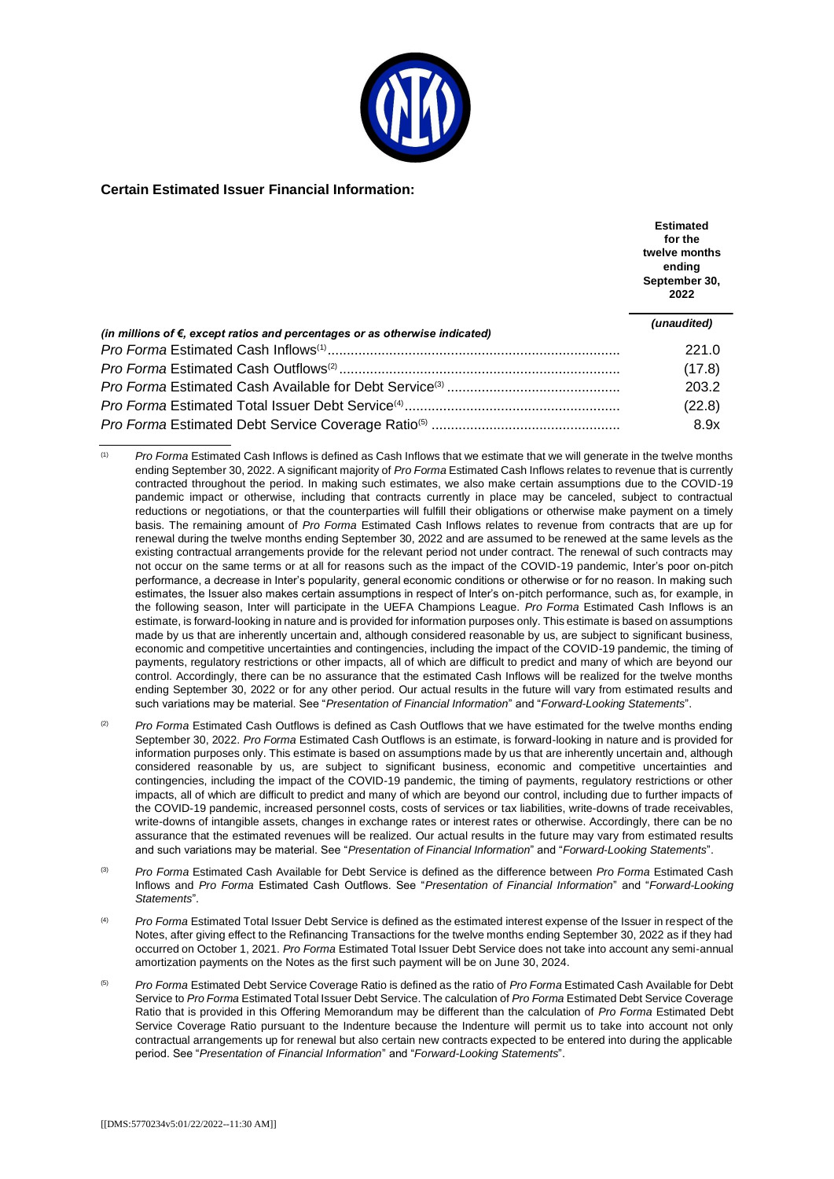**Certain Estimated Issuer Financial Information:**

| (in millions of €, except ratios and percentages or as otherwise indicated) | Estimated for the twelve months ending September 30, 2022 |
|---|---|
| | *(unaudited)* |
| *Pro Forma* Estimated Cash Inflows[(1)] | 221.0 |
| *Pro Forma* Estimated Cash Outflows[(2)] | (17.8) |
| *Pro Forma* Estimated Cash Available for Debt Service[(3)] | 203.2 |
| *Pro Forma* Estimated Total Issuer Debt Service[(4)] | (22.8) |
| *Pro Forma* Estimated Debt Service Coverage Ratio[(5)] | 8.9x |

(1) *Pro Forma* Estimated Cash Inflows is defined as Cash Inflows that we estimate that we will generate in the twelve months ending September 30, 2022. A significant majority of *Pro Forma* Estimated Cash Inflows relates to revenue that is currently contracted throughout the period. In making such estimates, we also make certain assumptions due to the COVID-19 pandemic impact or otherwise, including that contracts currently in place may be canceled, subject to contractual reductions or negotiations, or that the counterparties will fulfill their obligations or otherwise make payment on a timely basis. The remaining amount of *Pro Forma* Estimated Cash Inflows relates to revenue from contracts that are up for renewal during the twelve months ending September 30, 2022 and are assumed to be renewed at the same levels as the existing contractual arrangements provide for the relevant period not under contract. The renewal of such contracts may not occur on the same terms or at all for reasons such as the impact of the COVID-19 pandemic, Inter's poor on-pitch performance, a decrease in Inter's popularity, general economic conditions or otherwise or for no reason. In making such estimates, the Issuer also makes certain assumptions in respect of Inter's on-pitch performance, such as, for example, in the following season, Inter will participate in the UEFA Champions League. *Pro Forma* Estimated Cash Inflows is an estimate, is forward-looking in nature and is provided for information purposes only. This estimate is based on assumptions made by us that are inherently uncertain and, although considered reasonable by us, are subject to significant business, economic and competitive uncertainties and contingencies, including the impact of the COVID-19 pandemic, the timing of payments, regulatory restrictions or other impacts, all of which are difficult to predict and many of which are beyond our control. Accordingly, there can be no assurance that the estimated Cash Inflows will be realized for the twelve months ending September 30, 2022 or for any other period. Our actual results in the future will vary from estimated results and such variations may be material. See "*Presentation of Financial Information*" and "*Forward-Looking Statements*".

(2) *Pro Forma* Estimated Cash Outflows is defined as Cash Outflows that we have estimated for the twelve months ending September 30, 2022. *Pro Forma* Estimated Cash Outflows is an estimate, is forward-looking in nature and is provided for information purposes only. This estimate is based on assumptions made by us that are inherently uncertain and, although considered reasonable by us, are subject to significant business, economic and competitive uncertainties and contingencies, including the impact of the COVID-19 pandemic, the timing of payments, regulatory restrictions or other impacts, all of which are difficult to predict and many of which are beyond our control, including due to further impacts of the COVID-19 pandemic, increased personnel costs, costs of services or tax liabilities, write-downs of trade receivables, write-downs of intangible assets, changes in exchange rates or interest rates or otherwise. Accordingly, there can be no assurance that the estimated revenues will be realized. Our actual results in the future may vary from estimated results and such variations may be material. See "*Presentation of Financial Information*" and "*Forward-Looking Statements*".

(3) *Pro Forma* Estimated Cash Available for Debt Service is defined as the difference between *Pro Forma* Estimated Cash Inflows and *Pro Forma* Estimated Cash Outflows. See "*Presentation of Financial Information*" and "*Forward-Looking Statements*".

(4) *Pro Forma* Estimated Total Issuer Debt Service is defined as the estimated interest expense of the Issuer in respect of the Notes, after giving effect to the Refinancing Transactions for the twelve months ending September 30, 2022 as if they had occurred on October 1, 2021. *Pro Forma* Estimated Total Issuer Debt Service does not take into account any semi-annual amortization payments on the Notes as the first such payment will be on June 30, 2024.

(5) *Pro Forma* Estimated Debt Service Coverage Ratio is defined as the ratio of *Pro Forma* Estimated Cash Available for Debt Service to *Pro Forma* Estimated Total Issuer Debt Service. The calculation of *Pro Forma* Estimated Debt Service Coverage Ratio that is provided in this Offering Memorandum may be different than the calculation of *Pro Forma* Estimated Debt Service Coverage Ratio pursuant to the Indenture because the Indenture will permit us to take into account not only contractual arrangements up for renewal but also certain new contracts expected to be entered into during the applicable period. See "*Presentation of Financial Information*" and "*Forward-Looking Statements*".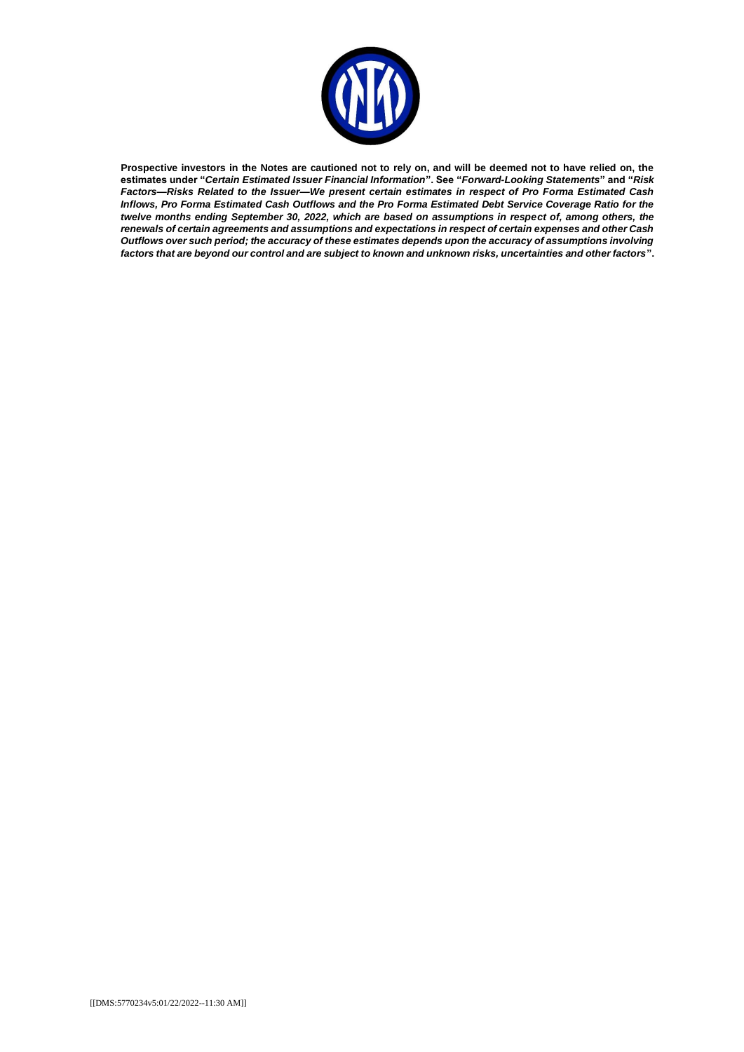**Prospective investors in the Notes are cautioned not to rely on, and will be deemed not to have relied on, the estimates under "*Certain Estimated Issuer Financial Information*". See "*Forward-Looking Statements*" and "*Risk Factors—Risks Related to the Issuer—We present certain estimates in respect of Pro Forma Estimated Cash Inflows, Pro Forma Estimated Cash Outflows and the Pro Forma Estimated Debt Service Coverage Ratio for the twelve months ending September 30, 2022, which are based on assumptions in respect of, among others, the renewals of certain agreements and assumptions and expectations in respect of certain expenses and other Cash Outflows over such period; the accuracy of these estimates depends upon the accuracy of assumptions involving factors that are beyond our control and are subject to known and unknown risks, uncertainties and other factors*".**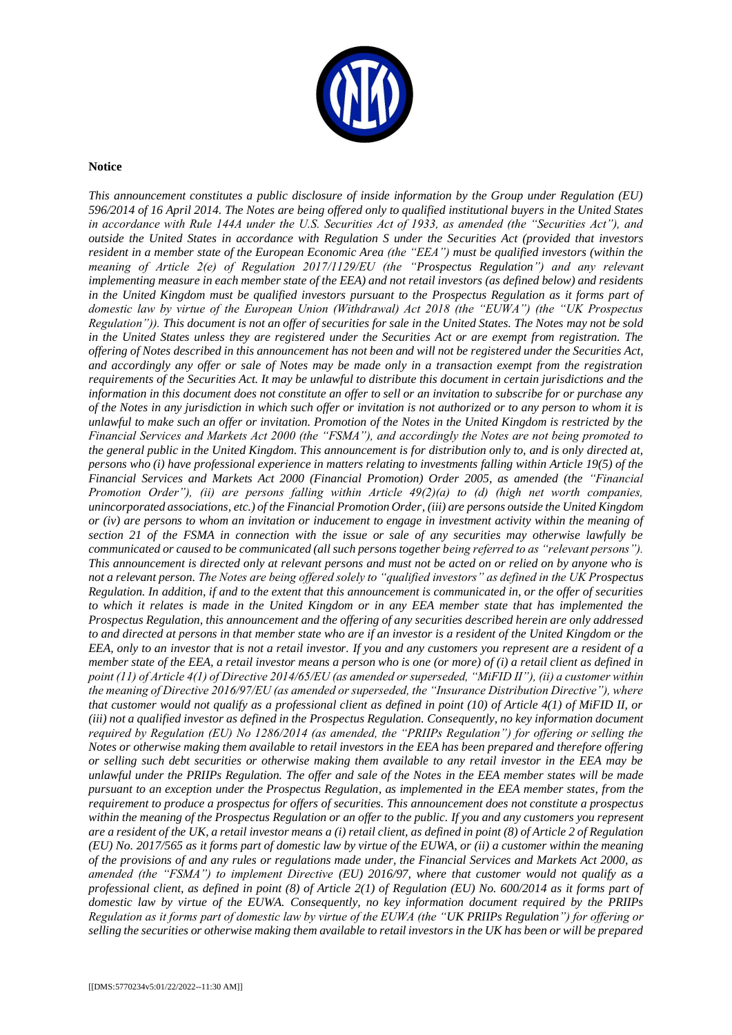**Notice**

*This announcement constitutes a public disclosure of inside information by the Group under Regulation (EU) 596/2014 of 16 April 2014. The Notes are being offered only to qualified institutional buyers in the United States in accordance with Rule 144A under the U.S. Securities Act of 1933, as amended (the "Securities Act"), and outside the United States in accordance with Regulation S under the Securities Act (provided that investors resident in a member state of the European Economic Area (the "EEA") must be qualified investors (within the meaning of Article 2(e) of Regulation 2017/1129/EU (the "Prospectus Regulation") and any relevant implementing measure in each member state of the EEA) and not retail investors (as defined below) and residents in the United Kingdom must be qualified investors pursuant to the Prospectus Regulation as it forms part of domestic law by virtue of the European Union (Withdrawal) Act 2018 (the "EUWA") (the "UK Prospectus Regulation")). This document is not an offer of securities for sale in the United States. The Notes may not be sold in the United States unless they are registered under the Securities Act or are exempt from registration. The offering of Notes described in this announcement has not been and will not be registered under the Securities Act, and accordingly any offer or sale of Notes may be made only in a transaction exempt from the registration requirements of the Securities Act. It may be unlawful to distribute this document in certain jurisdictions and the information in this document does not constitute an offer to sell or an invitation to subscribe for or purchase any of the Notes in any jurisdiction in which such offer or invitation is not authorized or to any person to whom it is unlawful to make such an offer or invitation. Promotion of the Notes in the United Kingdom is restricted by the Financial Services and Markets Act 2000 (the "FSMA"), and accordingly the Notes are not being promoted to the general public in the United Kingdom. This announcement is for distribution only to, and is only directed at, persons who (i) have professional experience in matters relating to investments falling within Article 19(5) of the Financial Services and Markets Act 2000 (Financial Promotion) Order 2005, as amended (the "Financial Promotion Order"), (ii) are persons falling within Article 49(2)(a) to (d) (high net worth companies, unincorporated associations, etc.) of the Financial Promotion Order, (iii) are persons outside the United Kingdom or (iv) are persons to whom an invitation or inducement to engage in investment activity within the meaning of section 21 of the FSMA in connection with the issue or sale of any securities may otherwise lawfully be communicated or caused to be communicated (all such persons together being referred to as "relevant persons"). This announcement is directed only at relevant persons and must not be acted on or relied on by anyone who is not a relevant person. The Notes are being offered solely to "qualified investors" as defined in the UK Prospectus Regulation. In addition, if and to the extent that this announcement is communicated in, or the offer of securities to which it relates is made in the United Kingdom or in any EEA member state that has implemented the Prospectus Regulation, this announcement and the offering of any securities described herein are only addressed to and directed at persons in that member state who are if an investor is a resident of the United Kingdom or the EEA, only to an investor that is not a retail investor. If you and any customers you represent are a resident of a member state of the EEA, a retail investor means a person who is one (or more) of (i) a retail client as defined in point (11) of Article 4(1) of Directive 2014/65/EU (as amended or superseded, "MiFID II"), (ii) a customer within the meaning of Directive 2016/97/EU (as amended or superseded, the "Insurance Distribution Directive"), where that customer would not qualify as a professional client as defined in point (10) of Article 4(1) of MiFID II, or (iii) not a qualified investor as defined in the Prospectus Regulation. Consequently, no key information document required by Regulation (EU) No 1286/2014 (as amended, the "PRIIPs Regulation") for offering or selling the Notes or otherwise making them available to retail investors in the EEA has been prepared and therefore offering or selling such debt securities or otherwise making them available to any retail investor in the EEA may be unlawful under the PRIIPs Regulation. The offer and sale of the Notes in the EEA member states will be made pursuant to an exception under the Prospectus Regulation, as implemented in the EEA member states, from the requirement to produce a prospectus for offers of securities. This announcement does not constitute a prospectus within the meaning of the Prospectus Regulation or an offer to the public. If you and any customers you represent are a resident of the UK, a retail investor means a (i) retail client, as defined in point (8) of Article 2 of Regulation (EU) No. 2017/565 as it forms part of domestic law by virtue of the EUWA, or (ii) a customer within the meaning of the provisions of and any rules or regulations made under, the Financial Services and Markets Act 2000, as amended (the "FSMA") to implement Directive (EU) 2016/97, where that customer would not qualify as a professional client, as defined in point (8) of Article 2(1) of Regulation (EU) No. 600/2014 as it forms part of domestic law by virtue of the EUWA. Consequently, no key information document required by the PRIIPs Regulation as it forms part of domestic law by virtue of the EUWA (the "UK PRIIPs Regulation") for offering or selling the securities or otherwise making them available to retail investors in the UK has been or will be prepared*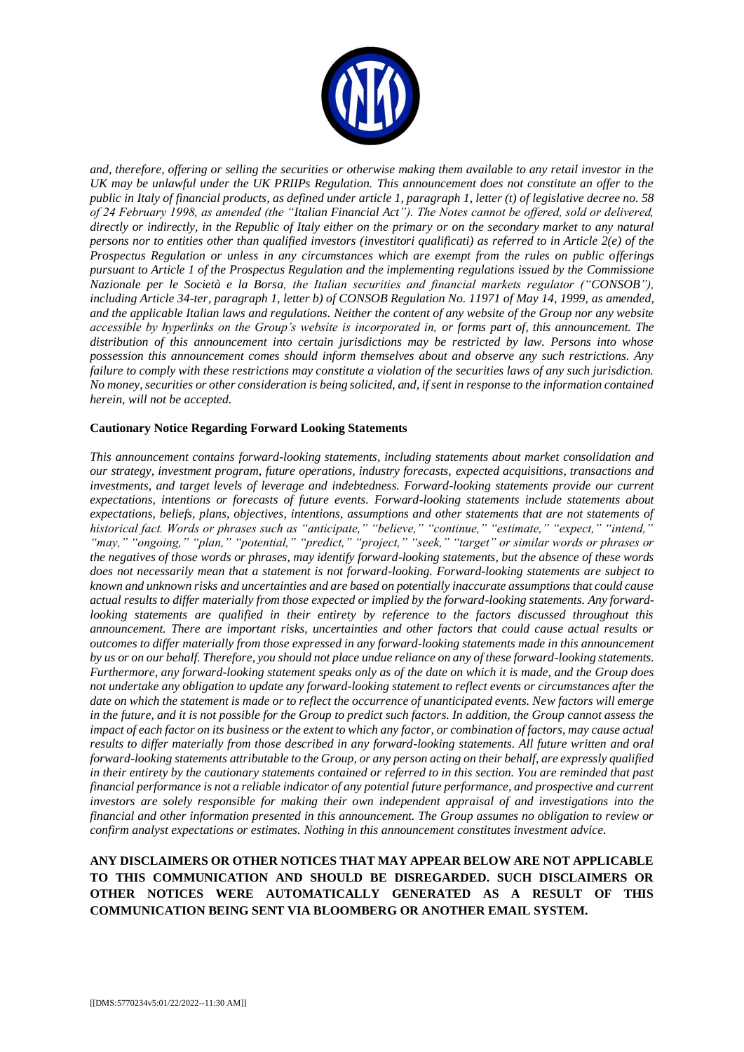*and, therefore, offering or selling the securities or otherwise making them available to any retail investor in the UK may be unlawful under the UK PRIIPs Regulation. This announcement does not constitute an offer to the public in Italy of financial products, as defined under article 1, paragraph 1, letter (t) of legislative decree no. 58 of 24 February 1998, as amended (the "Italian Financial Act"). The Notes cannot be offered, sold or delivered, directly or indirectly, in the Republic of Italy either on the primary or on the secondary market to any natural persons nor to entities other than qualified investors (investitori qualificati) as referred to in Article 2(e) of the Prospectus Regulation or unless in any circumstances which are exempt from the rules on public offerings pursuant to Article 1 of the Prospectus Regulation and the implementing regulations issued by the Commissione Nazionale per le Società e la Borsa, the Italian securities and financial markets regulator ("CONSOB"), including Article 34-ter, paragraph 1, letter b) of CONSOB Regulation No. 11971 of May 14, 1999, as amended, and the applicable Italian laws and regulations. Neither the content of any website of the Group nor any website accessible by hyperlinks on the Group's website is incorporated in, or forms part of, this announcement. The distribution of this announcement into certain jurisdictions may be restricted by law. Persons into whose possession this announcement comes should inform themselves about and observe any such restrictions. Any failure to comply with these restrictions may constitute a violation of the securities laws of any such jurisdiction. No money, securities or other consideration is being solicited, and, if sent in response to the information contained herein, will not be accepted.*

**Cautionary Notice Regarding Forward Looking Statements**

*This announcement contains forward-looking statements, including statements about market consolidation and our strategy, investment program, future operations, industry forecasts, expected acquisitions, transactions and investments, and target levels of leverage and indebtedness. Forward-looking statements provide our current expectations, intentions or forecasts of future events. Forward-looking statements include statements about expectations, beliefs, plans, objectives, intentions, assumptions and other statements that are not statements of historical fact. Words or phrases such as "anticipate," "believe," "continue," "estimate," "expect," "intend," "may," "ongoing," "plan," "potential," "predict," "project," "seek," "target" or similar words or phrases or the negatives of those words or phrases, may identify forward-looking statements, but the absence of these words does not necessarily mean that a statement is not forward-looking. Forward-looking statements are subject to known and unknown risks and uncertainties and are based on potentially inaccurate assumptions that could cause actual results to differ materially from those expected or implied by the forward-looking statements. Any forward-looking statements are qualified in their entirety by reference to the factors discussed throughout this announcement. There are important risks, uncertainties and other factors that could cause actual results or outcomes to differ materially from those expressed in any forward-looking statements made in this announcement by us or on our behalf. Therefore, you should not place undue reliance on any of these forward-looking statements. Furthermore, any forward-looking statement speaks only as of the date on which it is made, and the Group does not undertake any obligation to update any forward-looking statement to reflect events or circumstances after the date on which the statement is made or to reflect the occurrence of unanticipated events. New factors will emerge in the future, and it is not possible for the Group to predict such factors. In addition, the Group cannot assess the impact of each factor on its business or the extent to which any factor, or combination of factors, may cause actual results to differ materially from those described in any forward-looking statements. All future written and oral forward-looking statements attributable to the Group, or any person acting on their behalf, are expressly qualified in their entirety by the cautionary statements contained or referred to in this section. You are reminded that past financial performance is not a reliable indicator of any potential future performance, and prospective and current investors are solely responsible for making their own independent appraisal of and investigations into the financial and other information presented in this announcement. The Group assumes no obligation to review or confirm analyst expectations or estimates. Nothing in this announcement constitutes investment advice.*

**ANY DISCLAIMERS OR OTHER NOTICES THAT MAY APPEAR BELOW ARE NOT APPLICABLE TO THIS COMMUNICATION AND SHOULD BE DISREGARDED. SUCH DISCLAIMERS OR OTHER NOTICES WERE AUTOMATICALLY GENERATED AS A RESULT OF THIS COMMUNICATION BEING SENT VIA BLOOMBERG OR ANOTHER EMAIL SYSTEM.**

[[DMS:5770234v5:01/22/2022--11:30 AM]]